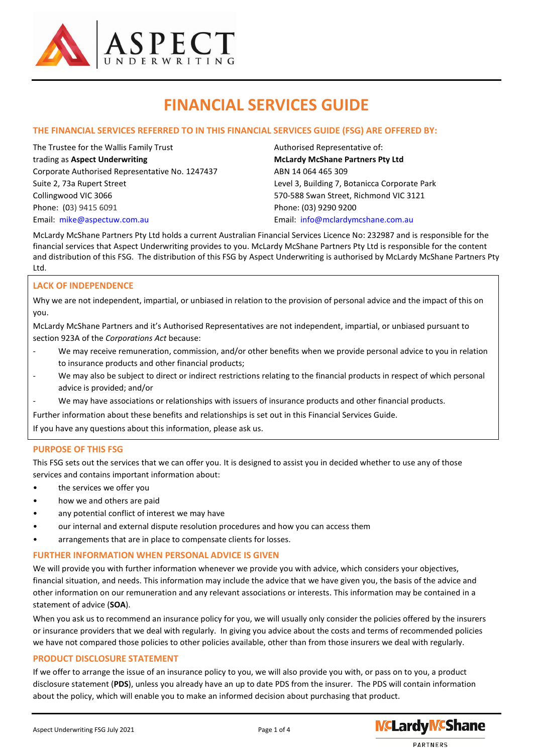# FINANCIAL SERVICES GUIDE

## THE FINANCIAL SERVICES REFERRED TO IN THIS FINANCIAL SERVICES GUIDE (FSG) ARE OFFERED BY:

The Trustee for the Wallis Family Trust
trading as **Aspect Underwriting**
Corporate Authorised Representative No. 1247437
Suite 2, 73a Rupert Street
Collingwood VIC 3066
Phone: (03) 9415 6091
Email: mike@aspectuw.com.au

Authorised Representative of:
**McLardy McShane Partners Pty Ltd**
ABN 14 064 465 309
Level 3, Building 7, Botanicca Corporate Park
570-588 Swan Street, Richmond VIC 3121
Phone: (03) 9290 9200
Email: info@mclardymcshane.com.au

McLardy McShane Partners Pty Ltd holds a current Australian Financial Services Licence No: 232987 and is responsible for the financial services that Aspect Underwriting provides to you. McLardy McShane Partners Pty Ltd is responsible for the content and distribution of this FSG. The distribution of this FSG by Aspect Underwriting is authorised by McLardy McShane Partners Pty Ltd.

## LACK OF INDEPENDENCE

Why we are not independent, impartial, or unbiased in relation to the provision of personal advice and the impact of this on you.

McLardy McShane Partners and it's Authorised Representatives are not independent, impartial, or unbiased pursuant to section 923A of the *Corporations Act* because:

- We may receive remuneration, commission, and/or other benefits when we provide personal advice to you in relation to insurance products and other financial products;
- We may also be subject to direct or indirect restrictions relating to the financial products in respect of which personal advice is provided; and/or
- We may have associations or relationships with issuers of insurance products and other financial products.

Further information about these benefits and relationships is set out in this Financial Services Guide.

If you have any questions about this information, please ask us.

## PURPOSE OF THIS FSG

This FSG sets out the services that we can offer you. It is designed to assist you in decided whether to use any of those services and contains important information about:

- the services we offer you
- how we and others are paid
- any potential conflict of interest we may have
- our internal and external dispute resolution procedures and how you can access them
- arrangements that are in place to compensate clients for losses.

## FURTHER INFORMATION WHEN PERSONAL ADVICE IS GIVEN

We will provide you with further information whenever we provide you with advice, which considers your objectives, financial situation, and needs. This information may include the advice that we have given you, the basis of the advice and other information on our remuneration and any relevant associations or interests. This information may be contained in a statement of advice (**SOA**).

When you ask us to recommend an insurance policy for you, we will usually only consider the policies offered by the insurers or insurance providers that we deal with regularly. In giving you advice about the costs and terms of recommended policies we have not compared those policies to other policies available, other than from those insurers we deal with regularly.

## PRODUCT DISCLOSURE STATEMENT

If we offer to arrange the issue of an insurance policy to you, we will also provide you with, or pass on to you, a product disclosure statement (**PDS**), unless you already have an up to date PDS from the insurer. The PDS will contain information about the policy, which will enable you to make an informed decision about purchasing that product.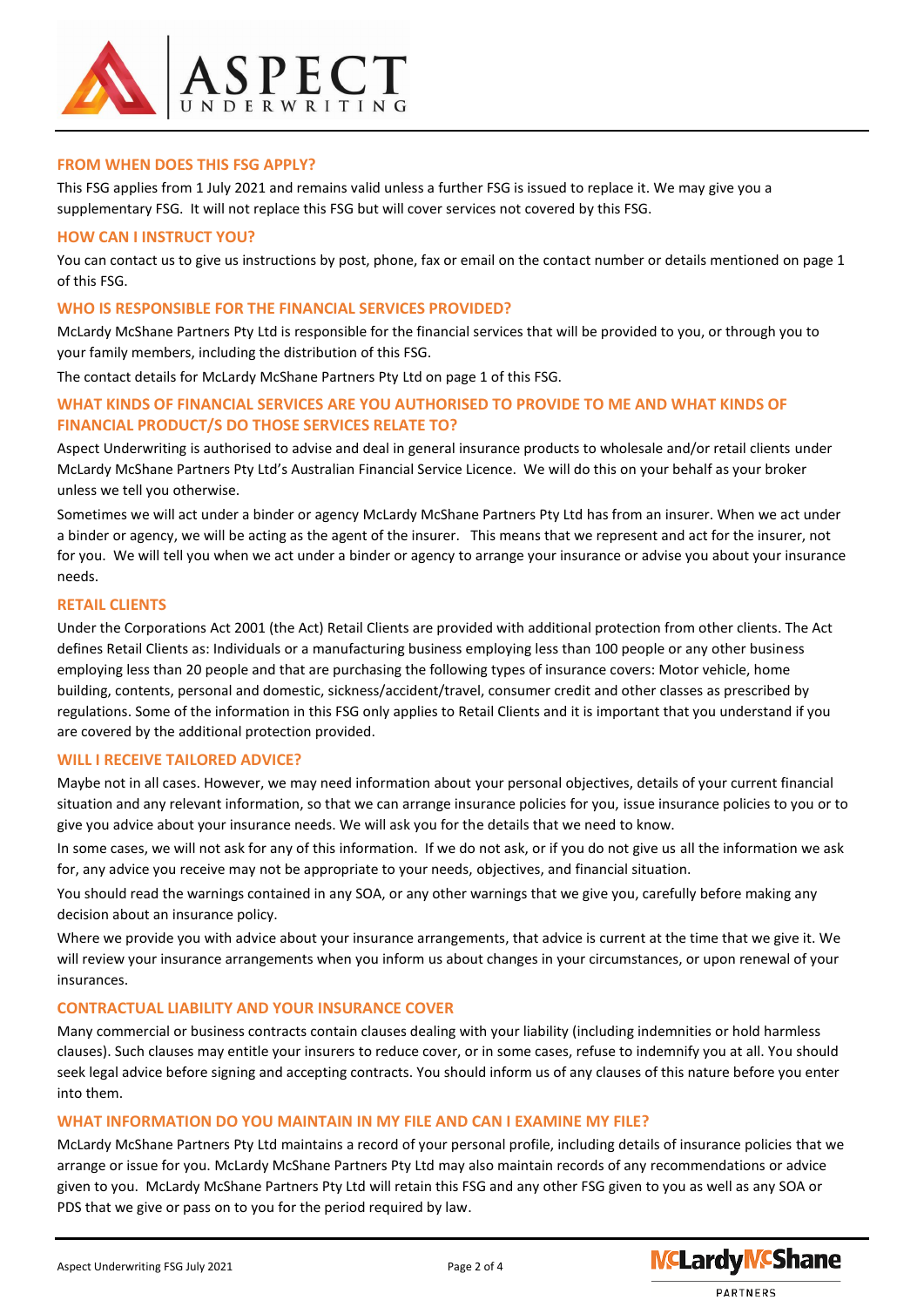## FROM WHEN DOES THIS FSG APPLY?

This FSG applies from 1 July 2021 and remains valid unless a further FSG is issued to replace it. We may give you a supplementary FSG. It will not replace this FSG but will cover services not covered by this FSG.

## HOW CAN I INSTRUCT YOU?

You can contact us to give us instructions by post, phone, fax or email on the contact number or details mentioned on page 1 of this FSG.

## WHO IS RESPONSIBLE FOR THE FINANCIAL SERVICES PROVIDED?

McLardy McShane Partners Pty Ltd is responsible for the financial services that will be provided to you, or through you to your family members, including the distribution of this FSG.

The contact details for McLardy McShane Partners Pty Ltd on page 1 of this FSG.

## WHAT KINDS OF FINANCIAL SERVICES ARE YOU AUTHORISED TO PROVIDE TO ME AND WHAT KINDS OF FINANCIAL PRODUCT/S DO THOSE SERVICES RELATE TO?

Aspect Underwriting is authorised to advise and deal in general insurance products to wholesale and/or retail clients under McLardy McShane Partners Pty Ltd's Australian Financial Service Licence. We will do this on your behalf as your broker unless we tell you otherwise.

Sometimes we will act under a binder or agency McLardy McShane Partners Pty Ltd has from an insurer. When we act under a binder or agency, we will be acting as the agent of the insurer. This means that we represent and act for the insurer, not for you. We will tell you when we act under a binder or agency to arrange your insurance or advise you about your insurance needs.

## RETAIL CLIENTS

Under the Corporations Act 2001 (the Act) Retail Clients are provided with additional protection from other clients. The Act defines Retail Clients as: Individuals or a manufacturing business employing less than 100 people or any other business employing less than 20 people and that are purchasing the following types of insurance covers: Motor vehicle, home building, contents, personal and domestic, sickness/accident/travel, consumer credit and other classes as prescribed by regulations. Some of the information in this FSG only applies to Retail Clients and it is important that you understand if you are covered by the additional protection provided.

## WILL I RECEIVE TAILORED ADVICE?

Maybe not in all cases. However, we may need information about your personal objectives, details of your current financial situation and any relevant information, so that we can arrange insurance policies for you, issue insurance policies to you or to give you advice about your insurance needs. We will ask you for the details that we need to know.

In some cases, we will not ask for any of this information. If we do not ask, or if you do not give us all the information we ask for, any advice you receive may not be appropriate to your needs, objectives, and financial situation.

You should read the warnings contained in any SOA, or any other warnings that we give you, carefully before making any decision about an insurance policy.

Where we provide you with advice about your insurance arrangements, that advice is current at the time that we give it. We will review your insurance arrangements when you inform us about changes in your circumstances, or upon renewal of your insurances.

## CONTRACTUAL LIABILITY AND YOUR INSURANCE COVER

Many commercial or business contracts contain clauses dealing with your liability (including indemnities or hold harmless clauses). Such clauses may entitle your insurers to reduce cover, or in some cases, refuse to indemnify you at all. You should seek legal advice before signing and accepting contracts. You should inform us of any clauses of this nature before you enter into them.

## WHAT INFORMATION DO YOU MAINTAIN IN MY FILE AND CAN I EXAMINE MY FILE?

McLardy McShane Partners Pty Ltd maintains a record of your personal profile, including details of insurance policies that we arrange or issue for you. McLardy McShane Partners Pty Ltd may also maintain records of any recommendations or advice given to you. McLardy McShane Partners Pty Ltd will retain this FSG and any other FSG given to you as well as any SOA or PDS that we give or pass on to you for the period required by law.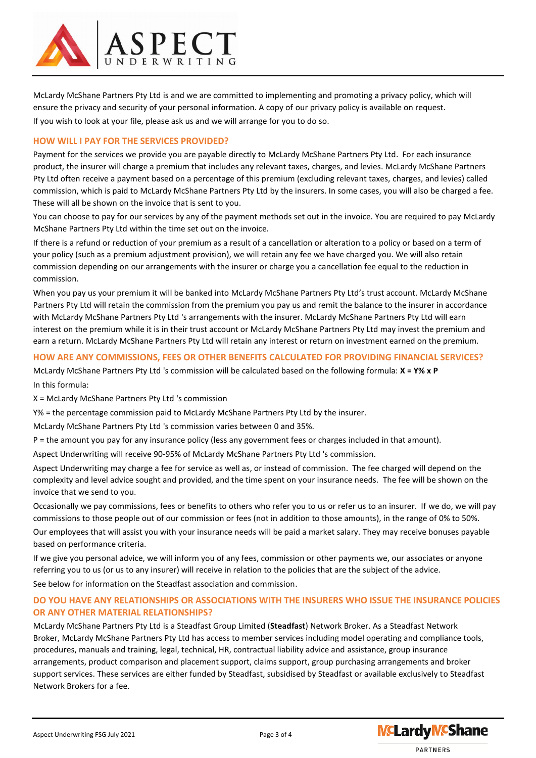McLardy McShane Partners Pty Ltd is and we are committed to implementing and promoting a privacy policy, which will ensure the privacy and security of your personal information. A copy of our privacy policy is available on request.

If you wish to look at your file, please ask us and we will arrange for you to do so.

## HOW WILL I PAY FOR THE SERVICES PROVIDED?

Payment for the services we provide you are payable directly to McLardy McShane Partners Pty Ltd. For each insurance product, the insurer will charge a premium that includes any relevant taxes, charges, and levies. McLardy McShane Partners Pty Ltd often receive a payment based on a percentage of this premium (excluding relevant taxes, charges, and levies) called commission, which is paid to McLardy McShane Partners Pty Ltd by the insurers. In some cases, you will also be charged a fee. These will all be shown on the invoice that is sent to you.

You can choose to pay for our services by any of the payment methods set out in the invoice. You are required to pay McLardy McShane Partners Pty Ltd within the time set out on the invoice.

If there is a refund or reduction of your premium as a result of a cancellation or alteration to a policy or based on a term of your policy (such as a premium adjustment provision), we will retain any fee we have charged you. We will also retain commission depending on our arrangements with the insurer or charge you a cancellation fee equal to the reduction in commission.

When you pay us your premium it will be banked into McLardy McShane Partners Pty Ltd's trust account. McLardy McShane Partners Pty Ltd will retain the commission from the premium you pay us and remit the balance to the insurer in accordance with McLardy McShane Partners Pty Ltd 's arrangements with the insurer. McLardy McShane Partners Pty Ltd will earn interest on the premium while it is in their trust account or McLardy McShane Partners Pty Ltd may invest the premium and earn a return. McLardy McShane Partners Pty Ltd will retain any interest or return on investment earned on the premium.

## HOW ARE ANY COMMISSIONS, FEES OR OTHER BENEFITS CALCULATED FOR PROVIDING FINANCIAL SERVICES?

McLardy McShane Partners Pty Ltd 's commission will be calculated based on the following formula: **X = Y% x P**

In this formula:

X = McLardy McShane Partners Pty Ltd 's commission

Y% = the percentage commission paid to McLardy McShane Partners Pty Ltd by the insurer.

McLardy McShane Partners Pty Ltd 's commission varies between 0 and 35%.

P = the amount you pay for any insurance policy (less any government fees or charges included in that amount).

Aspect Underwriting will receive 90-95% of McLardy McShane Partners Pty Ltd 's commission.

Aspect Underwriting may charge a fee for service as well as, or instead of commission. The fee charged will depend on the complexity and level advice sought and provided, and the time spent on your insurance needs. The fee will be shown on the invoice that we send to you.

Occasionally we pay commissions, fees or benefits to others who refer you to us or refer us to an insurer. If we do, we will pay commissions to those people out of our commission or fees (not in addition to those amounts), in the range of 0% to 50%.

Our employees that will assist you with your insurance needs will be paid a market salary. They may receive bonuses payable based on performance criteria.

If we give you personal advice, we will inform you of any fees, commission or other payments we, our associates or anyone referring you to us (or us to any insurer) will receive in relation to the policies that are the subject of the advice.

See below for information on the Steadfast association and commission.

## DO YOU HAVE ANY RELATIONSHIPS OR ASSOCIATIONS WITH THE INSURERS WHO ISSUE THE INSURANCE POLICIES OR ANY OTHER MATERIAL RELATIONSHIPS?

McLardy McShane Partners Pty Ltd is a Steadfast Group Limited (**Steadfast**) Network Broker. As a Steadfast Network Broker, McLardy McShane Partners Pty Ltd has access to member services including model operating and compliance tools, procedures, manuals and training, legal, technical, HR, contractual liability advice and assistance, group insurance arrangements, product comparison and placement support, claims support, group purchasing arrangements and broker support services. These services are either funded by Steadfast, subsidised by Steadfast or available exclusively to Steadfast Network Brokers for a fee.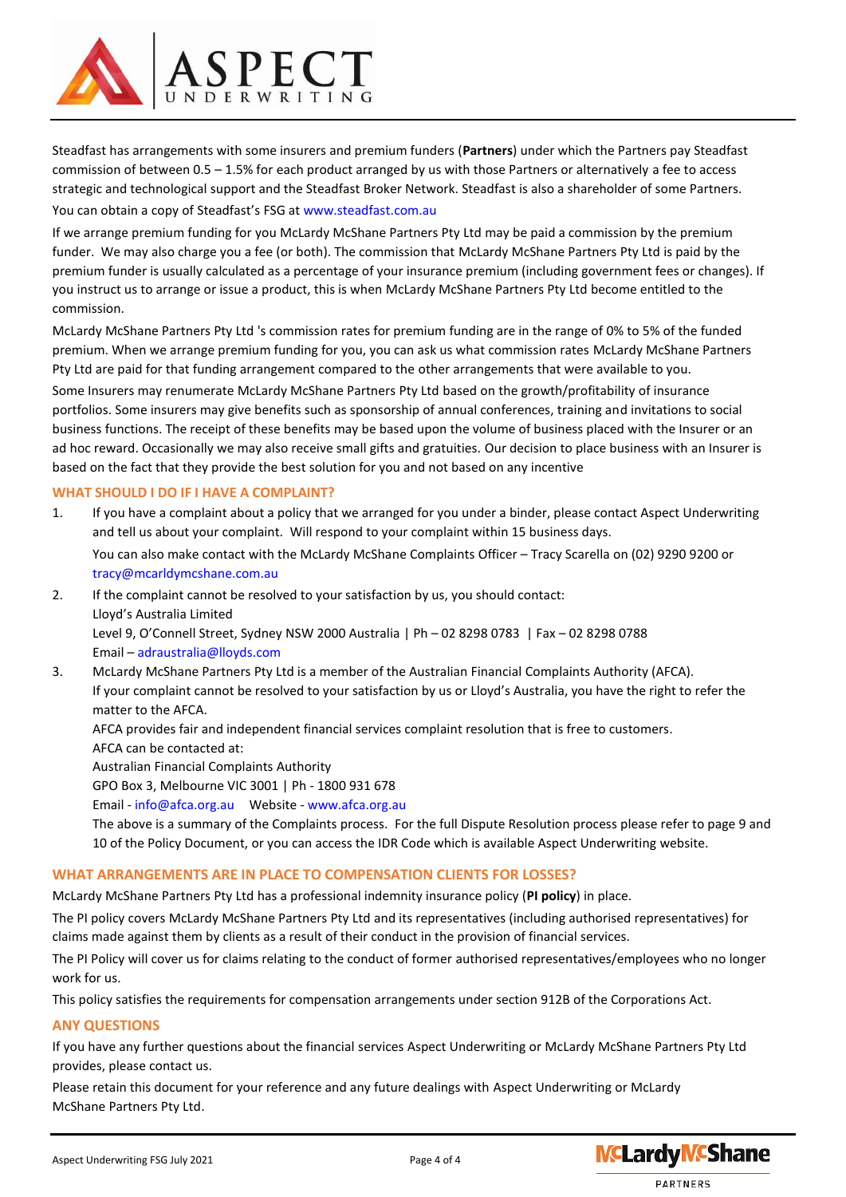Steadfast has arrangements with some insurers and premium funders (**Partners**) under which the Partners pay Steadfast commission of between 0.5 – 1.5% for each product arranged by us with those Partners or alternatively a fee to access strategic and technological support and the Steadfast Broker Network. Steadfast is also a shareholder of some Partners.

You can obtain a copy of Steadfast's FSG at www.steadfast.com.au

If we arrange premium funding for you McLardy McShane Partners Pty Ltd may be paid a commission by the premium funder. We may also charge you a fee (or both). The commission that McLardy McShane Partners Pty Ltd is paid by the premium funder is usually calculated as a percentage of your insurance premium (including government fees or changes). If you instruct us to arrange or issue a product, this is when McLardy McShane Partners Pty Ltd become entitled to the commission.

McLardy McShane Partners Pty Ltd 's commission rates for premium funding are in the range of 0% to 5% of the funded premium. When we arrange premium funding for you, you can ask us what commission rates McLardy McShane Partners Pty Ltd are paid for that funding arrangement compared to the other arrangements that were available to you.

Some Insurers may renumerate McLardy McShane Partners Pty Ltd based on the growth/profitability of insurance portfolios. Some insurers may give benefits such as sponsorship of annual conferences, training and invitations to social business functions. The receipt of these benefits may be based upon the volume of business placed with the Insurer or an ad hoc reward. Occasionally we may also receive small gifts and gratuities. Our decision to place business with an Insurer is based on the fact that they provide the best solution for you and not based on any incentive

## WHAT SHOULD I DO IF I HAVE A COMPLAINT?

1. If you have a complaint about a policy that we arranged for you under a binder, please contact Aspect Underwriting and tell us about your complaint. Will respond to your complaint within 15 business days.

   You can also make contact with the McLardy McShane Complaints Officer – Tracy Scarella on (02) 9290 9200 or tracy@mcarldymcshane.com.au

2. If the complaint cannot be resolved to your satisfaction by us, you should contact:
   Lloyd's Australia Limited
   Level 9, O'Connell Street, Sydney NSW 2000 Australia | Ph – 02 8298 0783 | Fax – 02 8298 0788
   Email – adraustralia@lloyds.com

3. McLardy McShane Partners Pty Ltd is a member of the Australian Financial Complaints Authority (AFCA).
   If your complaint cannot be resolved to your satisfaction by us or Lloyd's Australia, you have the right to refer the matter to the AFCA.
   AFCA provides fair and independent financial services complaint resolution that is free to customers.
   AFCA can be contacted at:
   Australian Financial Complaints Authority
   GPO Box 3, Melbourne VIC 3001 | Ph - 1800 931 678
   Email - info@afca.org.au Website - www.afca.org.au
   The above is a summary of the Complaints process. For the full Dispute Resolution process please refer to page 9 and 10 of the Policy Document, or you can access the IDR Code which is available Aspect Underwriting website.

## WHAT ARRANGEMENTS ARE IN PLACE TO COMPENSATION CLIENTS FOR LOSSES?

McLardy McShane Partners Pty Ltd has a professional indemnity insurance policy (**PI policy**) in place.

The PI policy covers McLardy McShane Partners Pty Ltd and its representatives (including authorised representatives) for claims made against them by clients as a result of their conduct in the provision of financial services.

The PI Policy will cover us for claims relating to the conduct of former authorised representatives/employees who no longer work for us.

This policy satisfies the requirements for compensation arrangements under section 912B of the Corporations Act.

## ANY QUESTIONS

If you have any further questions about the financial services Aspect Underwriting or McLardy McShane Partners Pty Ltd provides, please contact us.

Please retain this document for your reference and any future dealings with Aspect Underwriting or McLardy McShane Partners Pty Ltd.